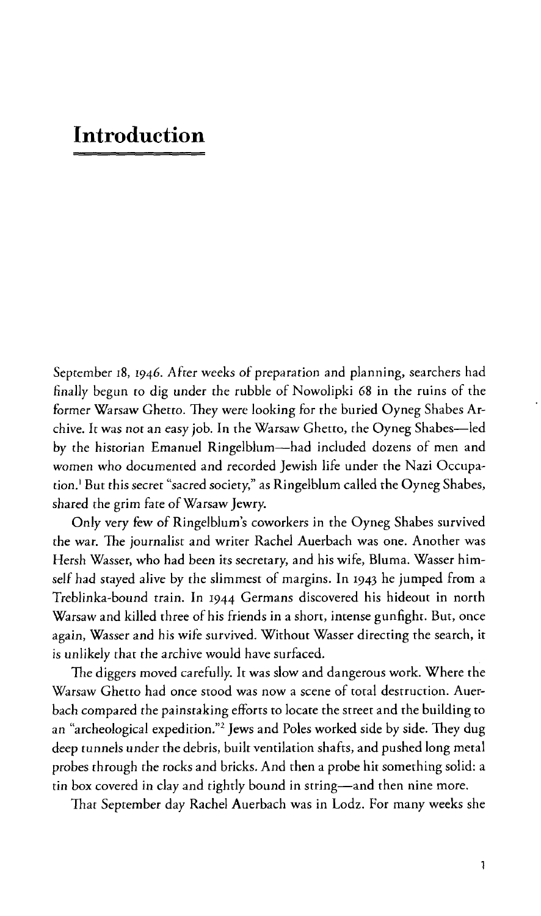# Introduction

September 18, 1946. After weeks of preparation and planning, searchers had finally begun to dig under the rubble of Nowolipki 68 in the ruins of the former Warsaw Ghetto. They were looking for the buried Oyneg Shabes Archive. It was not an easy job. In the Warsaw Ghetto, the Oyneg Shabes—led by the historian Emanuel Ringelblum—had included dozens of men and women who documented and recorded Jewish life under the Nazi Occupation.[1] But this secret "sacred society," as Ringelblum called the Oyneg Shabes, shared the grim fate of Warsaw Jewry.

Only very few of Ringelblum's coworkers in the Oyneg Shabes survived the war. The journalist and writer Rachel Auerbach was one. Another was Hersh Wasser, who had been its secretary, and his wife, Bluma. Wasser himself had stayed alive by the slimmest of margins. In 1943 he jumped from a Treblinka-bound train. In 1944 Germans discovered his hideout in north Warsaw and killed three of his friends in a short, intense gunfight. But, once again, Wasser and his wife survived. Without Wasser directing the search, it is unlikely that the archive would have surfaced.

The diggers moved carefully. It was slow and dangerous work. Where the Warsaw Ghetto had once stood was now a scene of total destruction. Auerbach compared the painstaking efforts to locate the street and the building to an "archeological expedition."[2] Jews and Poles worked side by side. They dug deep tunnels under the debris, built ventilation shafts, and pushed long metal probes through the rocks and bricks. And then a probe hit something solid: a tin box covered in clay and tightly bound in string—and then nine more.

That September day Rachel Auerbach was in Lodz. For many weeks she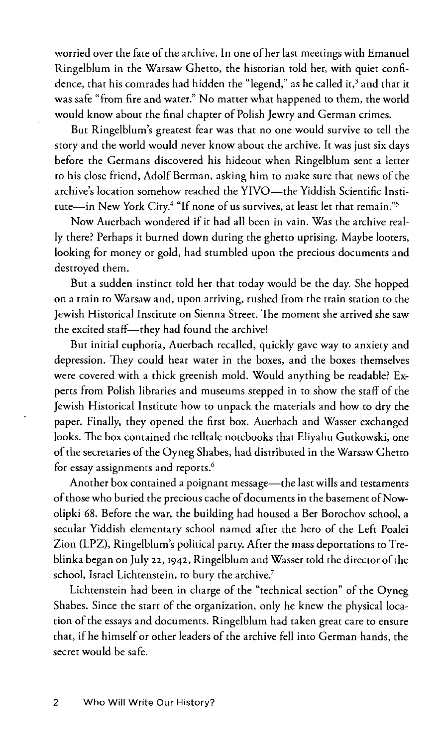worried over the fate of the archive. In one of her last meetings with Emanuel Ringelblum in the Warsaw Ghetto, the historian told her, with quiet confidence, that his comrades had hidden the "legend," as he called it,[3] and that it was safe "from fire and water." No matter what happened to them, the world would know about the final chapter of Polish Jewry and German crimes.

But Ringelblum's greatest fear was that no one would survive to tell the story and the world would never know about the archive. It was just six days before the Germans discovered his hideout when Ringelblum sent a letter to his close friend, Adolf Berman, asking him to make sure that news of the archive's location somehow reached the YIVO—the Yiddish Scientific Institute—in New York City.[4] "If none of us survives, at least let that remain."[5]

Now Auerbach wondered if it had all been in vain. Was the archive really there? Perhaps it burned down during the ghetto uprising. Maybe looters, looking for money or gold, had stumbled upon the precious documents and destroyed them.

But a sudden instinct told her that today would be the day. She hopped on a train to Warsaw and, upon arriving, rushed from the train station to the Jewish Historical Institute on Sienna Street. The moment she arrived she saw the excited staff—they had found the archive!

But initial euphoria, Auerbach recalled, quickly gave way to anxiety and depression. They could hear water in the boxes, and the boxes themselves were covered with a thick greenish mold. Would anything be readable? Experts from Polish libraries and museums stepped in to show the staff of the Jewish Historical Institute how to unpack the materials and how to dry the paper. Finally, they opened the first box. Auerbach and Wasser exchanged looks. The box contained the telltale notebooks that Eliyahu Gutkowski, one of the secretaries of the Oyneg Shabes, had distributed in the Warsaw Ghetto for essay assignments and reports.[6]

Another box contained a poignant message—the last wills and testaments of those who buried the precious cache of documents in the basement of Nowolipki 68. Before the war, the building had housed a Ber Borochov school, a secular Yiddish elementary school named after the hero of the Left Poalei Zion (LPZ), Ringelblum's political party. After the mass deportations to Treblinka began on July 22, 1942, Ringelblum and Wasser told the director of the school, Israel Lichtenstein, to bury the archive.[7]

Lichtenstein had been in charge of the "technical section" of the Oyneg Shabes. Since the start of the organization, only he knew the physical location of the essays and documents. Ringelblum had taken great care to ensure that, if he himself or other leaders of the archive fell into German hands, the secret would be safe.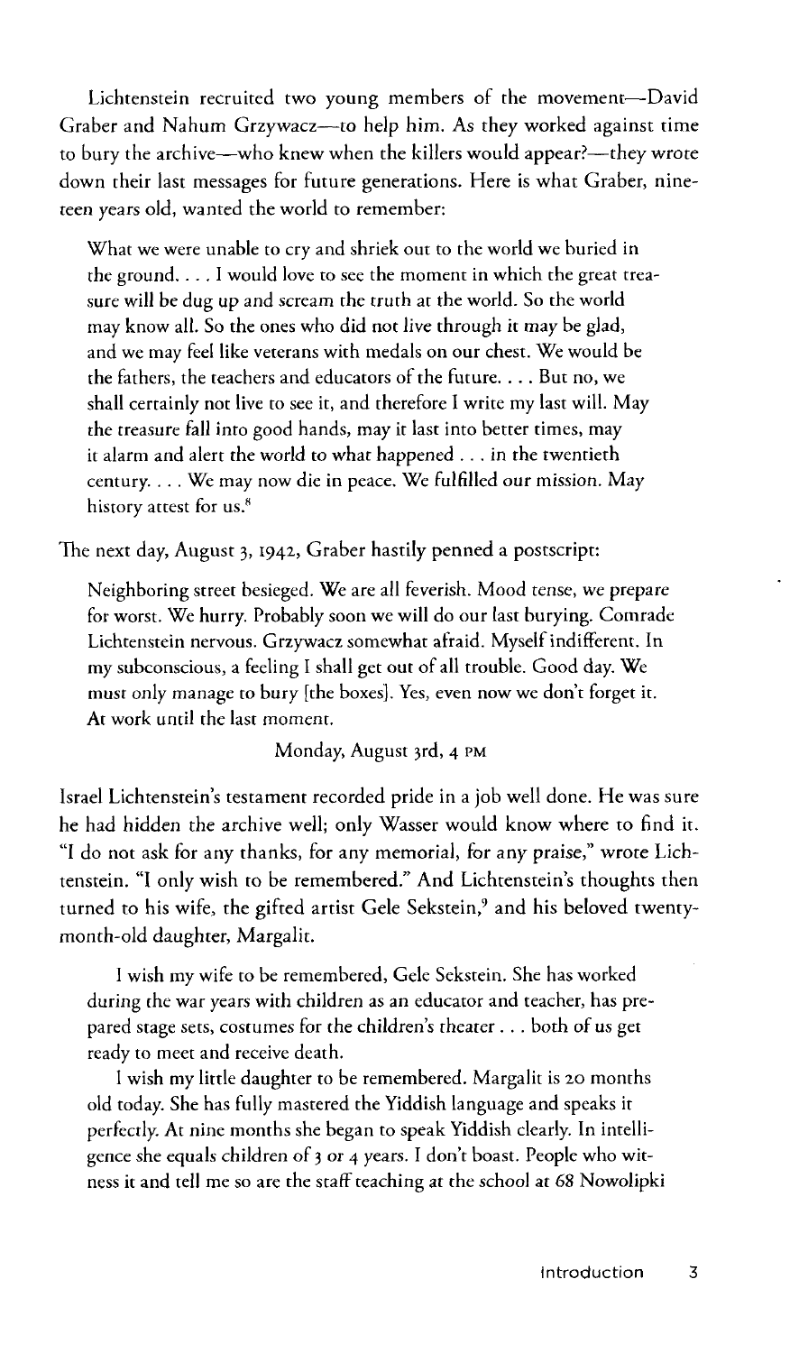Lichtenstein recruited two young members of the movement—David Graber and Nahum Grzywacz—to help him. As they worked against time to bury the archive—who knew when the killers would appear?—they wrote down their last messages for future generations. Here is what Graber, nineteen years old, wanted the world to remember:

> What we were unable to cry and shriek out to the world we buried in the ground. . . . I would love to see the moment in which the great treasure will be dug up and scream the truth at the world. So the world may know all. So the ones who did not live through it may be glad, and we may feel like veterans with medals on our chest. We would be the fathers, the teachers and educators of the future. . . . But no, we shall certainly not live to see it, and therefore I write my last will. May the treasure fall into good hands, may it last into better times, may it alarm and alert the world to what happened . . . in the twentieth century. . . . We may now die in peace. We fulfilled our mission. May history attest for us.[8]

The next day, August 3, 1942, Graber hastily penned a postscript:

> Neighboring street besieged. We are all feverish. Mood tense, we prepare for worst. We hurry. Probably soon we will do our last burying. Comrade Lichtenstein nervous. Grzywacz somewhat afraid. Myself indifferent. In my subconscious, a feeling I shall get out of all trouble. Good day. We must only manage to bury [the boxes]. Yes, even now we don't forget it. At work until the last moment.
>
> Monday, August 3rd, 4 PM

Israel Lichtenstein's testament recorded pride in a job well done. He was sure he had hidden the archive well; only Wasser would know where to find it. "I do not ask for any thanks, for any memorial, for any praise," wrote Lichtenstein. "I only wish to be remembered." And Lichtenstein's thoughts then turned to his wife, the gifted artist Gele Sekstein,[9] and his beloved twenty-month-old daughter, Margalit.

> I wish my wife to be remembered, Gele Sekstein. She has worked during the war years with children as an educator and teacher, has prepared stage sets, costumes for the children's theater . . . both of us get ready to meet and receive death.
>
> I wish my little daughter to be remembered. Margalit is 20 months old today. She has fully mastered the Yiddish language and speaks it perfectly. At nine months she began to speak Yiddish clearly. In intelligence she equals children of 3 or 4 years. I don't boast. People who witness it and tell me so are the staff teaching at the school at 68 Nowolipki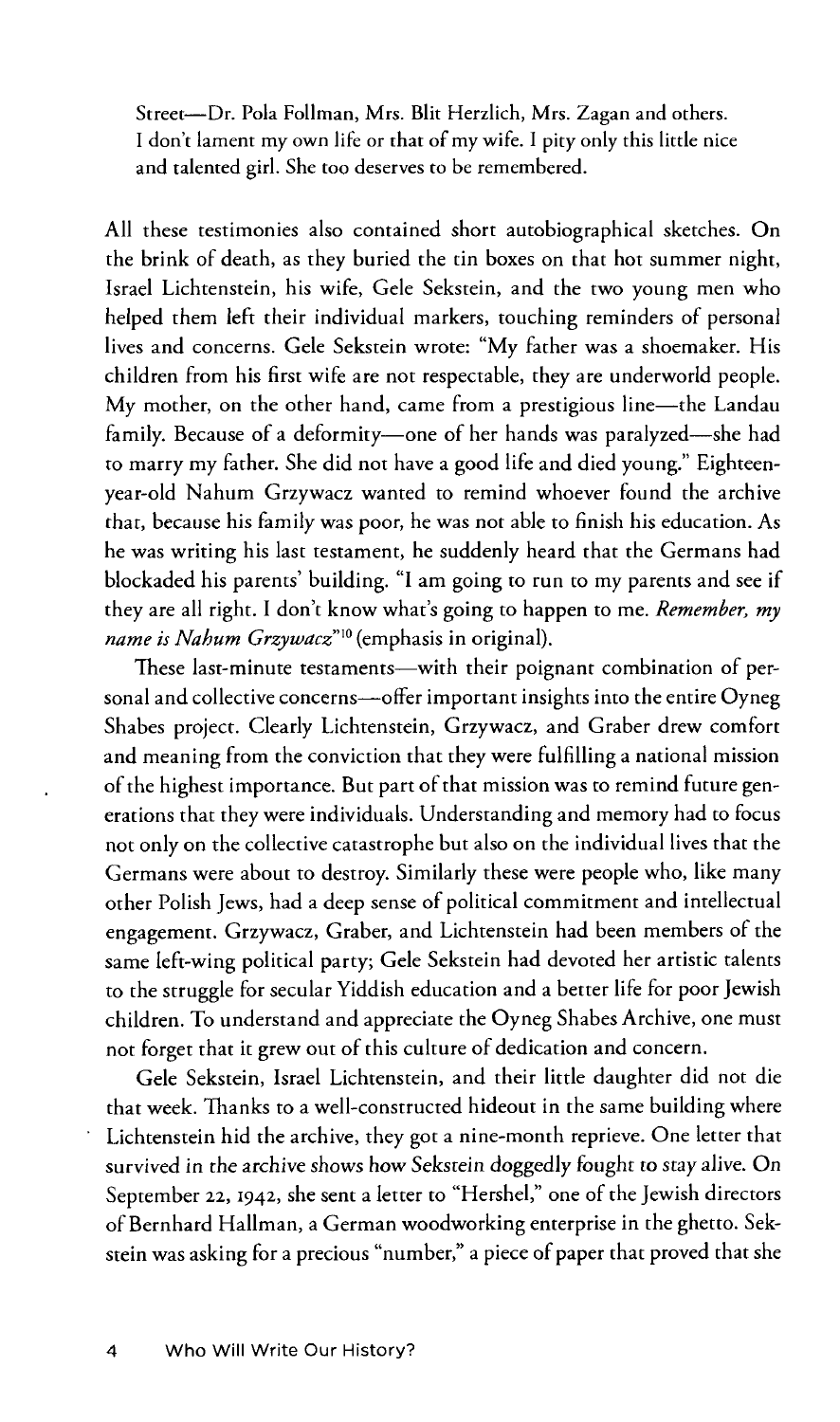Street—Dr. Pola Follman, Mrs. Blit Herzlich, Mrs. Zagan and others. I don't lament my own life or that of my wife. I pity only this little nice and talented girl. She too deserves to be remembered.

All these testimonies also contained short autobiographical sketches. On the brink of death, as they buried the tin boxes on that hot summer night, Israel Lichtenstein, his wife, Gele Sekstein, and the two young men who helped them left their individual markers, touching reminders of personal lives and concerns. Gele Sekstein wrote: "My father was a shoemaker. His children from his first wife are not respectable, they are underworld people. My mother, on the other hand, came from a prestigious line—the Landau family. Because of a deformity—one of her hands was paralyzed—she had to marry my father. She did not have a good life and died young." Eighteen-year-old Nahum Grzywacz wanted to remind whoever found the archive that, because his family was poor, he was not able to finish his education. As he was writing his last testament, he suddenly heard that the Germans had blockaded his parents' building. "I am going to run to my parents and see if they are all right. I don't know what's going to happen to me. *Remember, my name is Nahum Grzywacz*"[10] (emphasis in original).

These last-minute testaments—with their poignant combination of personal and collective concerns—offer important insights into the entire Oyneg Shabes project. Clearly Lichtenstein, Grzywacz, and Graber drew comfort and meaning from the conviction that they were fulfilling a national mission of the highest importance. But part of that mission was to remind future generations that they were individuals. Understanding and memory had to focus not only on the collective catastrophe but also on the individual lives that the Germans were about to destroy. Similarly these were people who, like many other Polish Jews, had a deep sense of political commitment and intellectual engagement. Grzywacz, Graber, and Lichtenstein had been members of the same left-wing political party; Gele Sekstein had devoted her artistic talents to the struggle for secular Yiddish education and a better life for poor Jewish children. To understand and appreciate the Oyneg Shabes Archive, one must not forget that it grew out of this culture of dedication and concern.

Gele Sekstein, Israel Lichtenstein, and their little daughter did not die that week. Thanks to a well-constructed hideout in the same building where Lichtenstein hid the archive, they got a nine-month reprieve. One letter that survived in the archive shows how Sekstein doggedly fought to stay alive. On September 22, 1942, she sent a letter to "Hershel," one of the Jewish directors of Bernhard Hallman, a German woodworking enterprise in the ghetto. Sekstein was asking for a precious "number," a piece of paper that proved that she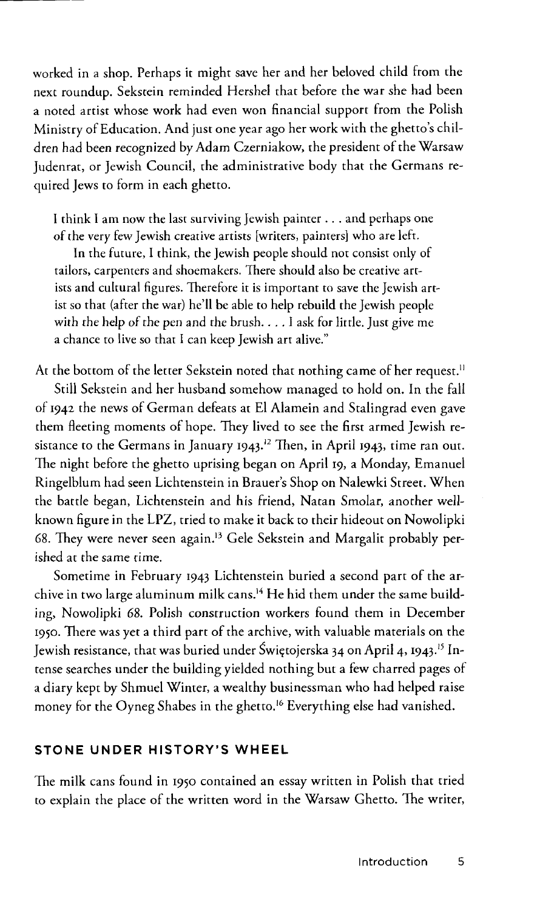worked in a shop. Perhaps it might save her and her beloved child from the next roundup. Sekstein reminded Hershel that before the war she had been a noted artist whose work had even won financial support from the Polish Ministry of Education. And just one year ago her work with the ghetto's children had been recognized by Adam Czerniakow, the president of the Warsaw Judenrat, or Jewish Council, the administrative body that the Germans required Jews to form in each ghetto.

> I think I am now the last surviving Jewish painter . . . and perhaps one of the very few Jewish creative artists [writers, painters] who are left.
>
> In the future, I think, the Jewish people should not consist only of tailors, carpenters and shoemakers. There should also be creative artists and cultural figures. Therefore it is important to save the Jewish artist so that (after the war) he'll be able to help rebuild the Jewish people with the help of the pen and the brush. . . . I ask for little. Just give me a chance to live so that I can keep Jewish art alive."

At the bottom of the letter Sekstein noted that nothing came of her request.[11]

Still Sekstein and her husband somehow managed to hold on. In the fall of 1942 the news of German defeats at El Alamein and Stalingrad even gave them fleeting moments of hope. They lived to see the first armed Jewish resistance to the Germans in January 1943.[12] Then, in April 1943, time ran out. The night before the ghetto uprising began on April 19, a Monday, Emanuel Ringelblum had seen Lichtenstein in Brauer's Shop on Nalewki Street. When the battle began, Lichtenstein and his friend, Natan Smolar, another well-known figure in the LPZ, tried to make it back to their hideout on Nowolipki 68. They were never seen again.[13] Gele Sekstein and Margalit probably perished at the same time.

Sometime in February 1943 Lichtenstein buried a second part of the archive in two large aluminum milk cans.[14] He hid them under the same building, Nowolipki 68. Polish construction workers found them in December 1950. There was yet a third part of the archive, with valuable materials on the Jewish resistance, that was buried under Świętojerska 34 on April 4, 1943.[15] Intense searches under the building yielded nothing but a few charred pages of a diary kept by Shmuel Winter, a wealthy businessman who had helped raise money for the Oyneg Shabes in the ghetto.[16] Everything else had vanished.

## STONE UNDER HISTORY'S WHEEL

The milk cans found in 1950 contained an essay written in Polish that tried to explain the place of the written word in the Warsaw Ghetto. The writer,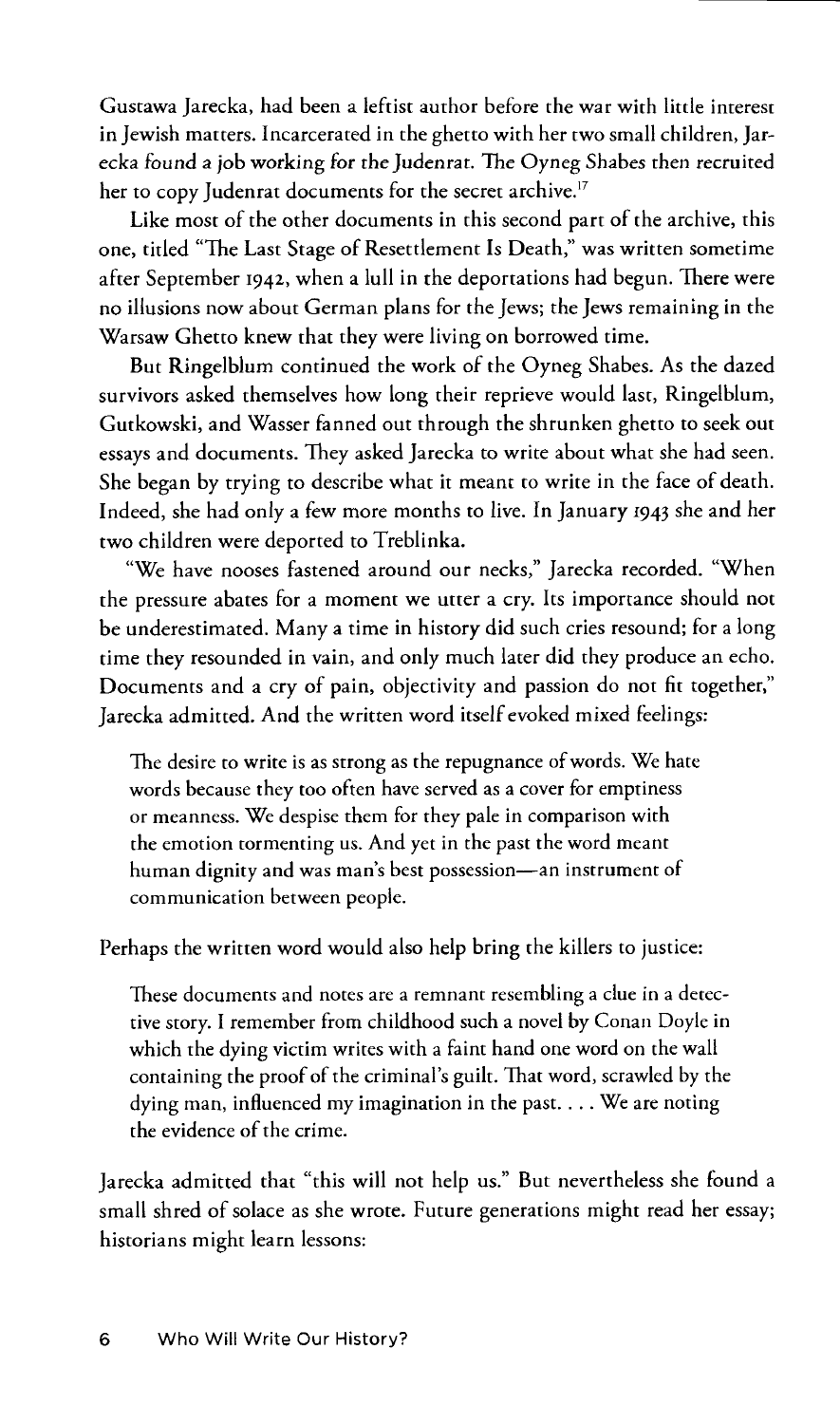Gustawa Jarecka, had been a leftist author before the war with little interest in Jewish matters. Incarcerated in the ghetto with her two small children, Jarecka found a job working for the Judenrat. The Oyneg Shabes then recruited her to copy Judenrat documents for the secret archive.[17]

Like most of the other documents in this second part of the archive, this one, titled "The Last Stage of Resettlement Is Death," was written sometime after September 1942, when a lull in the deportations had begun. There were no illusions now about German plans for the Jews; the Jews remaining in the Warsaw Ghetto knew that they were living on borrowed time.

But Ringelblum continued the work of the Oyneg Shabes. As the dazed survivors asked themselves how long their reprieve would last, Ringelblum, Gutkowski, and Wasser fanned out through the shrunken ghetto to seek out essays and documents. They asked Jarecka to write about what she had seen. She began by trying to describe what it meant to write in the face of death. Indeed, she had only a few more months to live. In January 1943 she and her two children were deported to Treblinka.

"We have nooses fastened around our necks," Jarecka recorded. "When the pressure abates for a moment we utter a cry. Its importance should not be underestimated. Many a time in history did such cries resound; for a long time they resounded in vain, and only much later did they produce an echo. Documents and a cry of pain, objectivity and passion do not fit together," Jarecka admitted. And the written word itself evoked mixed feelings:

> The desire to write is as strong as the repugnance of words. We hate words because they too often have served as a cover for emptiness or meanness. We despise them for they pale in comparison with the emotion tormenting us. And yet in the past the word meant human dignity and was man's best possession—an instrument of communication between people.

Perhaps the written word would also help bring the killers to justice:

> These documents and notes are a remnant resembling a clue in a detective story. I remember from childhood such a novel by Conan Doyle in which the dying victim writes with a faint hand one word on the wall containing the proof of the criminal's guilt. That word, scrawled by the dying man, influenced my imagination in the past. . . . We are noting the evidence of the crime.

Jarecka admitted that "this will not help us." But nevertheless she found a small shred of solace as she wrote. Future generations might read her essay; historians might learn lessons: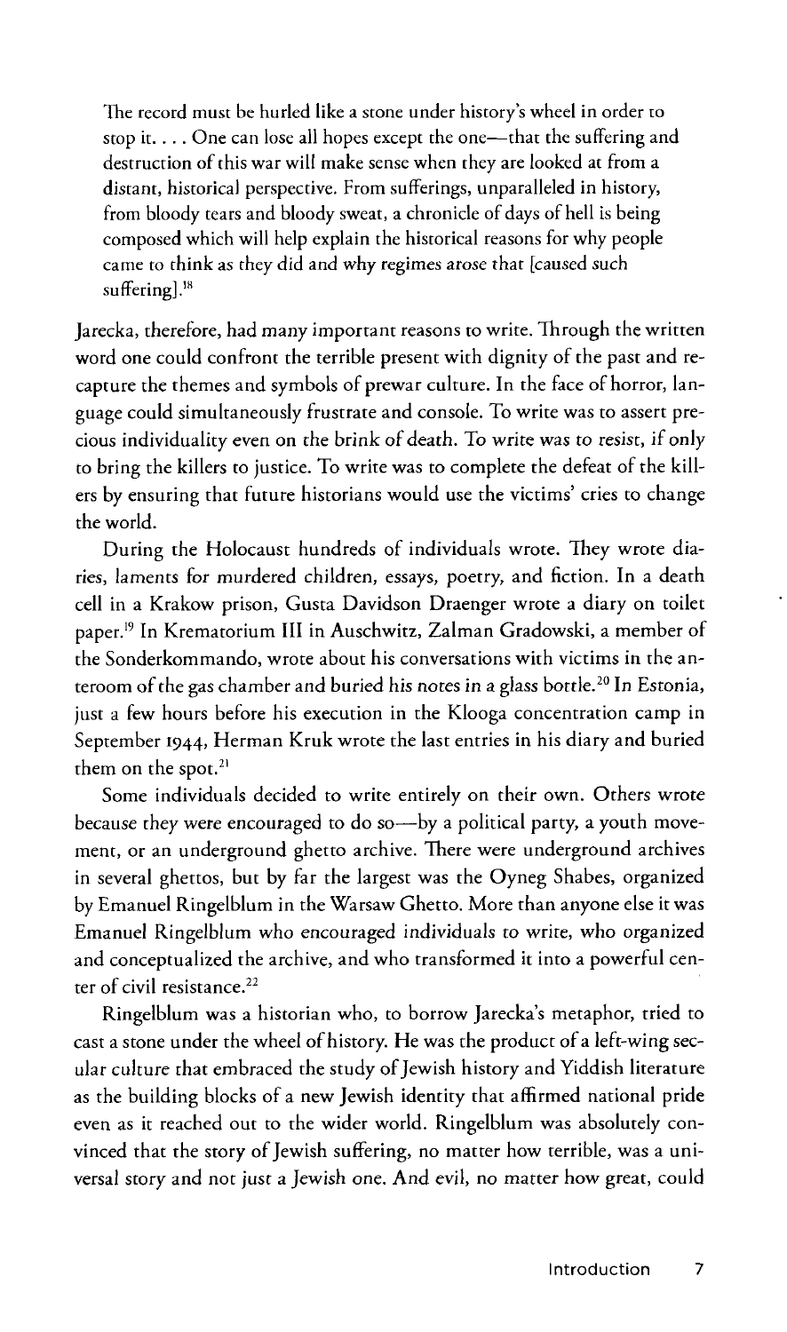> The record must be hurled like a stone under history's wheel in order to stop it. . . . One can lose all hopes except the one—that the suffering and destruction of this war will make sense when they are looked at from a distant, historical perspective. From sufferings, unparalleled in history, from bloody tears and bloody sweat, a chronicle of days of hell is being composed which will help explain the historical reasons for why people came to think as they did and why regimes arose that [caused such suffering].[18]

Jarecka, therefore, had many important reasons to write. Through the written word one could confront the terrible present with dignity of the past and recapture the themes and symbols of prewar culture. In the face of horror, language could simultaneously frustrate and console. To write was to assert precious individuality even on the brink of death. To write was to resist, if only to bring the killers to justice. To write was to complete the defeat of the killers by ensuring that future historians would use the victims' cries to change the world.

During the Holocaust hundreds of individuals wrote. They wrote diaries, laments for murdered children, essays, poetry, and fiction. In a death cell in a Krakow prison, Gusta Davidson Draenger wrote a diary on toilet paper.[19] In Krematorium III in Auschwitz, Zalman Gradowski, a member of the Sonderkommando, wrote about his conversations with victims in the anteroom of the gas chamber and buried his notes in a glass bottle.[20] In Estonia, just a few hours before his execution in the Klooga concentration camp in September 1944, Herman Kruk wrote the last entries in his diary and buried them on the spot.[21]

Some individuals decided to write entirely on their own. Others wrote because they were encouraged to do so—by a political party, a youth movement, or an underground ghetto archive. There were underground archives in several ghettos, but by far the largest was the Oyneg Shabes, organized by Emanuel Ringelblum in the Warsaw Ghetto. More than anyone else it was Emanuel Ringelblum who encouraged individuals to write, who organized and conceptualized the archive, and who transformed it into a powerful center of civil resistance.[22]

Ringelblum was a historian who, to borrow Jarecka's metaphor, tried to cast a stone under the wheel of history. He was the product of a left-wing secular culture that embraced the study of Jewish history and Yiddish literature as the building blocks of a new Jewish identity that affirmed national pride even as it reached out to the wider world. Ringelblum was absolutely convinced that the story of Jewish suffering, no matter how terrible, was a universal story and not just a Jewish one. And evil, no matter how great, could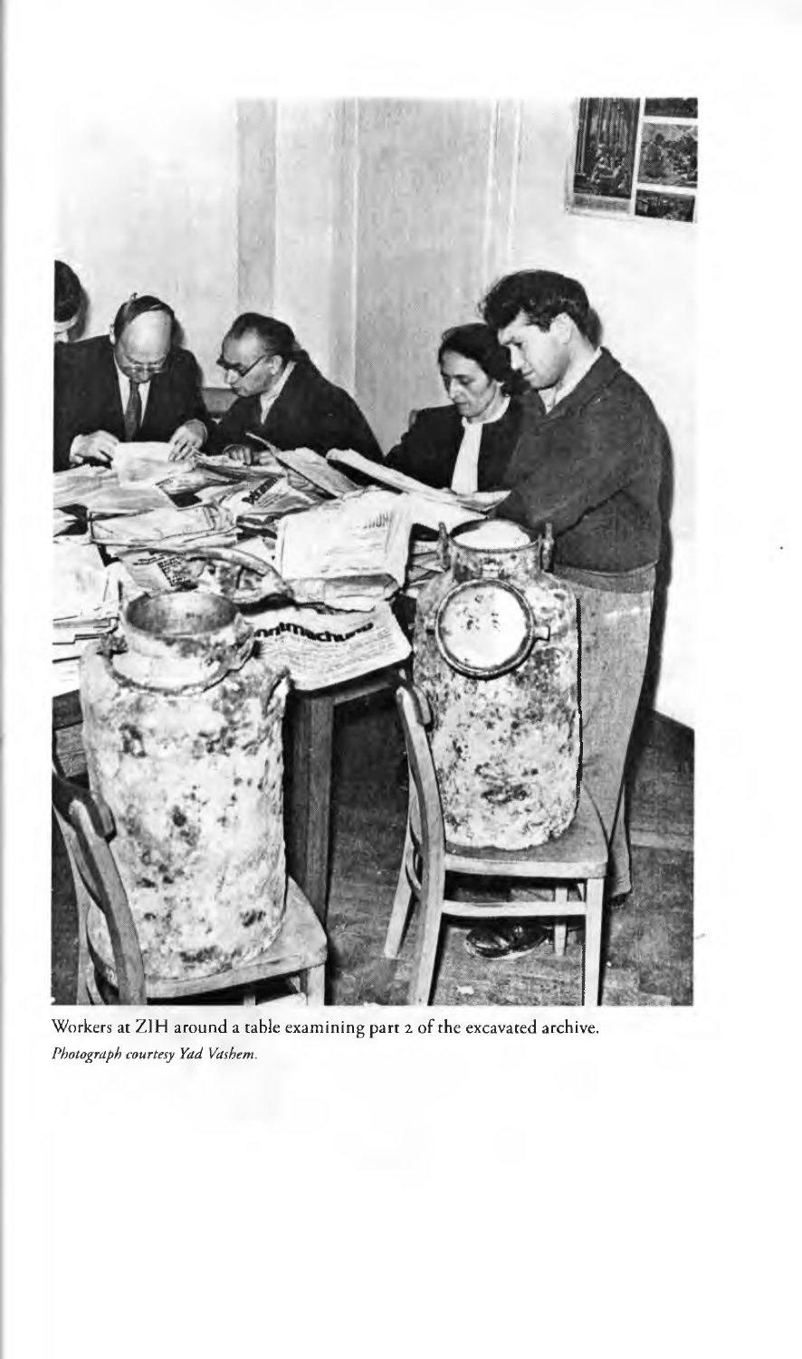Workers at ZIH around a table examining part 2 of the excavated archive.
*Photograph courtesy Yad Vashem.*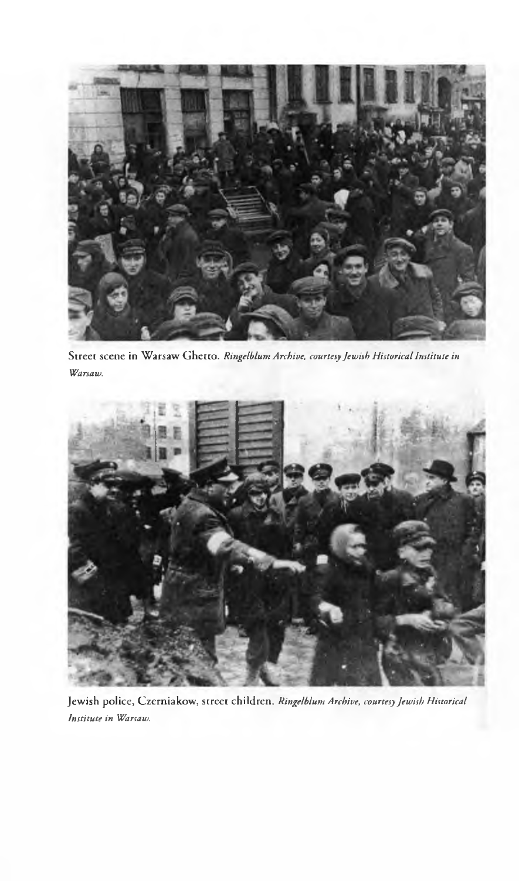Street scene in Warsaw Ghetto. *Ringelblum Archive, courtesy Jewish Historical Institute in Warsaw.*

Jewish police, Czerniakow, street children. *Ringelblum Archive, courtesy Jewish Historical Institute in Warsaw.*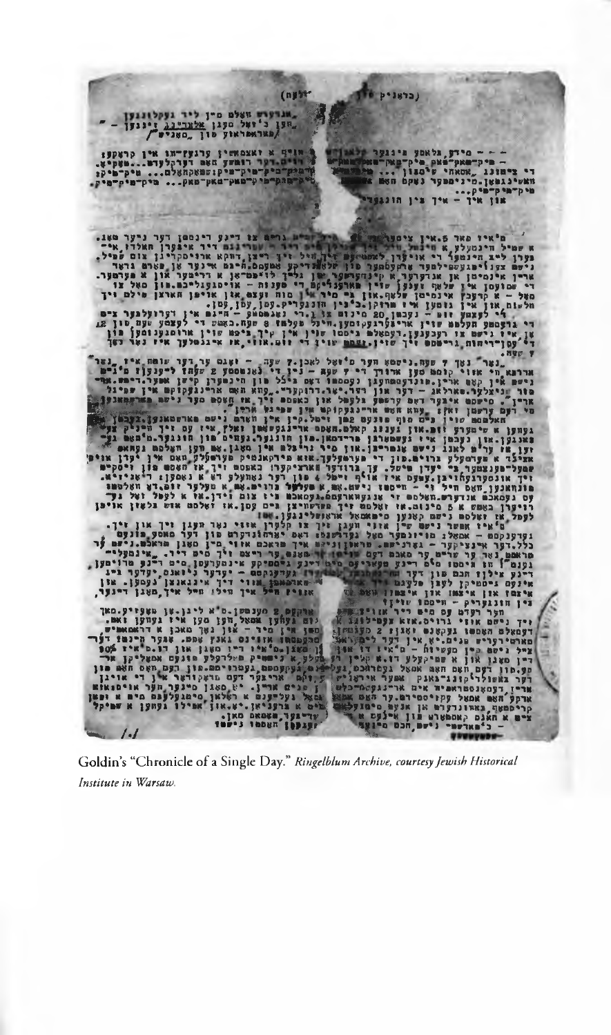Goldin's "Chronicle of a Single Day." *Ringelblum Archive, courtesy Jewish Historical Institute in Warsaw.*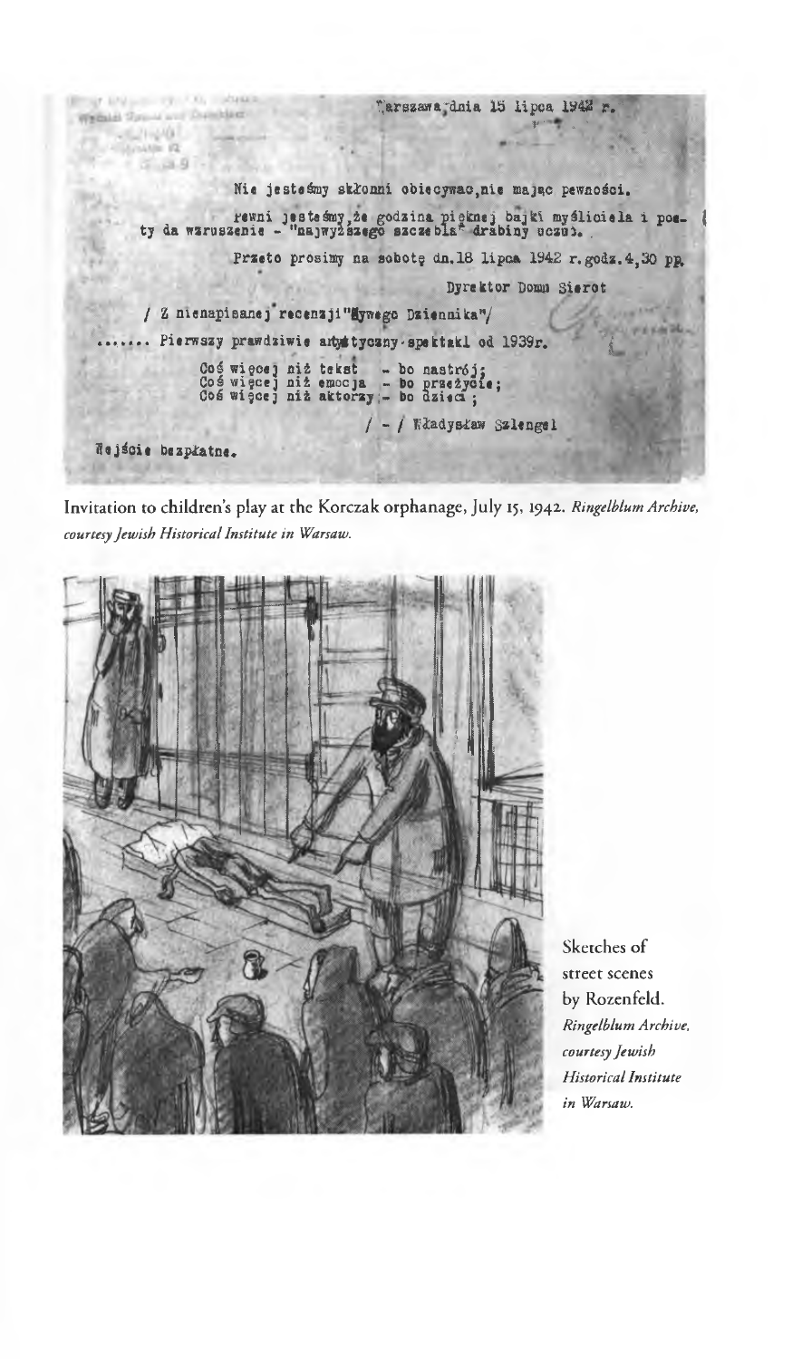Warszawa, dnia 15 lipca 1942 r.

Nie jesteśmy skłonni obiecywać, nie mając pewności.

Pewni jesteśmy, że godzina pięknej bajki myśliciela i poety da wzruszenie - "najwyższego szczebla" drabiny uczuć.

Przeto prosimy na sobotę dn. 18 lipca 1942 r. godz. 4,30 pp.

Dyrektor Domu Sierot

/ Z nienapisanej recenzji "Żywego Dziennika"/

....... Pierwszy prawdziwie artystyczny spektakl od 1939 r.

Coś więcej niż tekst - bo nastrój;
Coś więcej niż emocja - bo przeżycie;
Coś więcej niż aktorzy - bo dzieci;

/ - / Władysław Szlengel

Wejście bezpłatne.

Invitation to children's play at the Korczak orphanage, July 15, 1942. *Ringelblum Archive, courtesy Jewish Historical Institute in Warsaw.*

Sketches of street scenes by Rozenfeld. *Ringelblum Archive, courtesy Jewish Historical Institute in Warsaw.*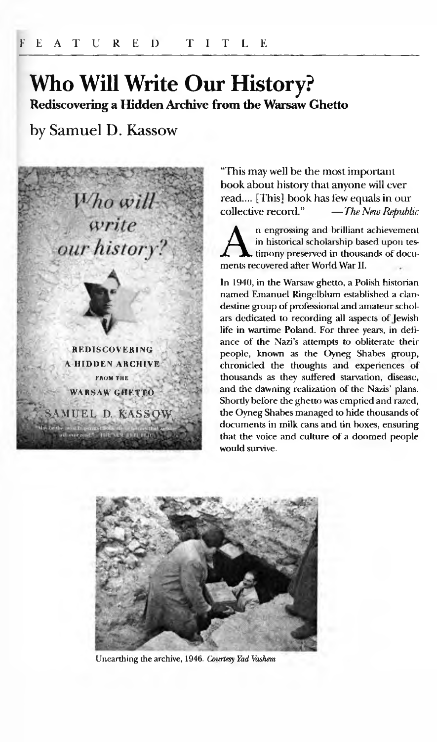F E A T U R E D   T I T L E

# Who Will Write Our History?

**Rediscovering a Hidden Archive from the Warsaw Ghetto**

## by Samuel D. Kassow

"This may well be the most important book about history that anyone will ever read.... [This] book has few equals in our collective record." —*The New Republic*

An engrossing and brilliant achievement in historical scholarship based upon testimony preserved in thousands of documents recovered after World War II.

In 1940, in the Warsaw ghetto, a Polish historian named Emanuel Ringelblum established a clandestine group of professional and amateur scholars dedicated to recording all aspects of Jewish life in wartime Poland. For three years, in defiance of the Nazi's attempts to obliterate their people, known as the Oyneg Shabes group, chronicled the thoughts and experiences of thousands as they suffered starvation, disease, and the dawning realization of the Nazis' plans. Shortly before the ghetto was emptied and razed, the Oyneg Shabes managed to hide thousands of documents in milk cans and tin boxes, ensuring that the voice and culture of a doomed people would survive.

Unearthing the archive, 1946. *Courtesy Yad Vashem*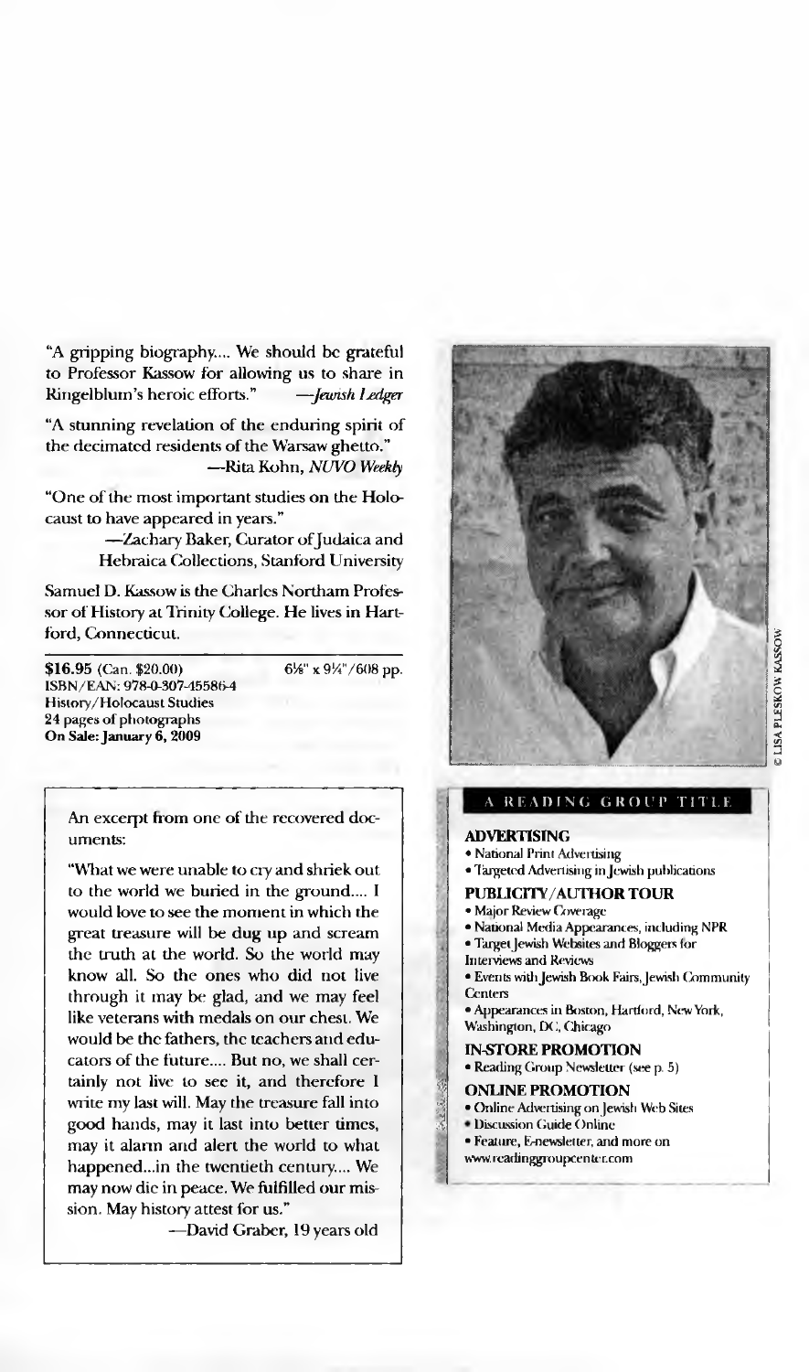"A gripping biography.... We should be grateful to Professor Kassow for allowing us to share in Ringelblum's heroic efforts." —*Jewish Ledger*

"A stunning revelation of the enduring spirit of the decimated residents of the Warsaw ghetto." —Rita Kohn, *NUVO Weekly*

"One of the most important studies on the Holocaust to have appeared in years." —Zachary Baker, Curator of Judaica and Hebraica Collections, Stanford University

Samuel D. Kassow is the Charles Northam Professor of History at Trinity College. He lives in Hartford, Connecticut.

**$16.95** (Can. $20.00) 6⅛" x 9¼"/608 pp.
ISBN/EAN: 978-0-307-45586-4
History/Holocaust Studies
24 pages of photographs
**On Sale: January 6, 2009**

© LISA PLESKOW KASSOW

An excerpt from one of the recovered documents:

"What we were unable to cry and shriek out to the world we buried in the ground.... I would love to see the moment in which the great treasure will be dug up and scream the truth at the world. So the world may know all. So the ones who did not live through it may be glad, and we may feel like veterans with medals on our chest. We would be the fathers, the teachers and educators of the future.... But no, we shall certainly not live to see it, and therefore I write my last will. May the treasure fall into good hands, may it last into better times, may it alarm and alert the world to what happened...in the twentieth century.... We may now die in peace. We fulfilled our mission. May history attest for us."

—David Graber, 19 years old

## A READING GROUP TITLE

**ADVERTISING**
- National Print Advertising
- Targeted Advertising in Jewish publications

**PUBLICITY/AUTHOR TOUR**
- Major Review Coverage
- National Media Appearances, including NPR
- Target Jewish Websites and Bloggers for Interviews and Reviews
- Events with Jewish Book Fairs, Jewish Community Centers
- Appearances in Boston, Hartford, New York, Washington, DC, Chicago

**IN-STORE PROMOTION**
- Reading Group Newsletter (see p. 5)

**ONLINE PROMOTION**
- Online Advertising on Jewish Web Sites
- Discussion Guide Online
- Feature, E-newsletter, and more on www.readinggroupcenter.com